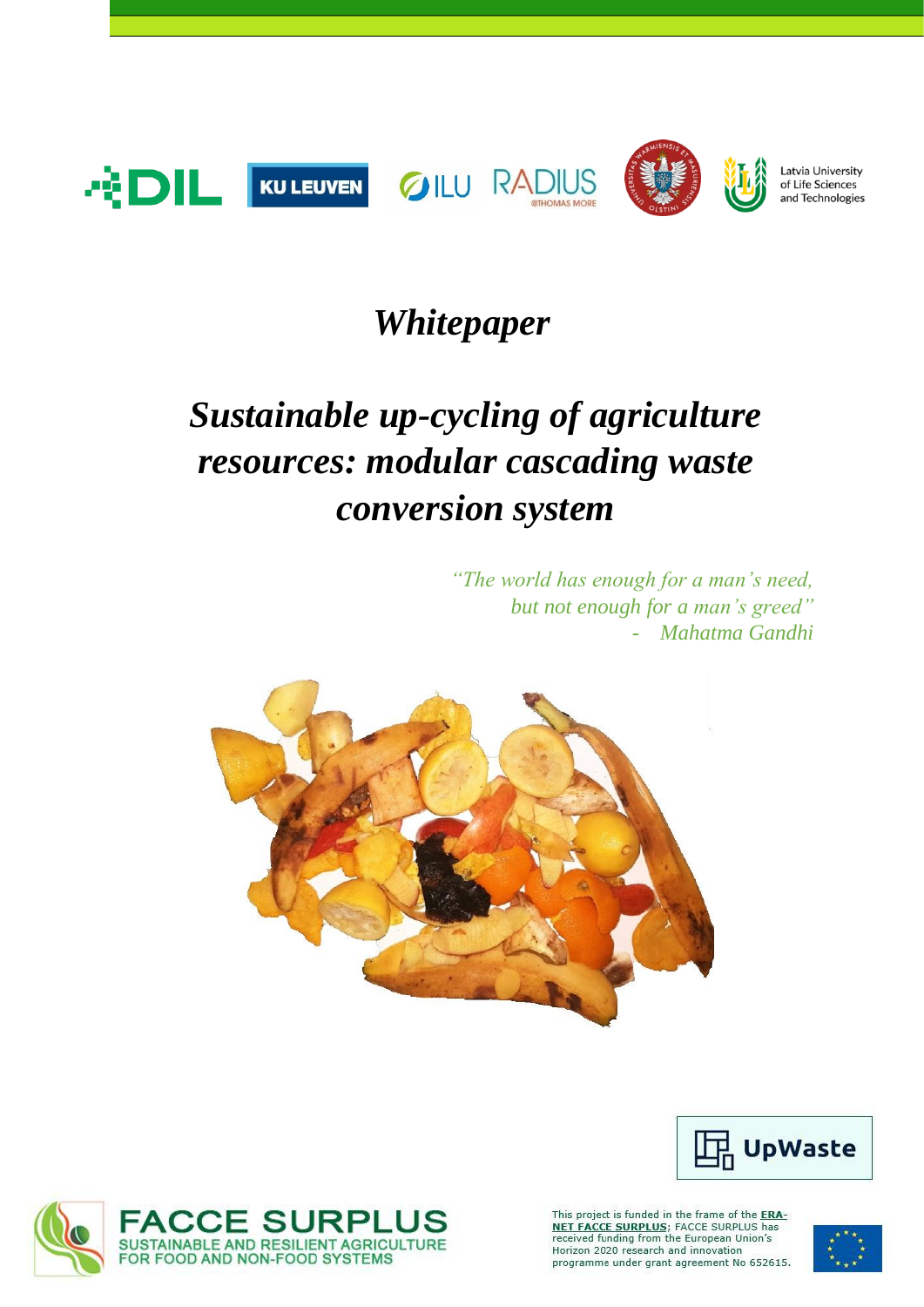# *Whitepaper*

# *Sustainable up-cycling of agriculture resources: modular cascading waste conversion system*

*"The world has enough for a man's need, but not enough for a man's greed"*
*- Mahatma Gandhi*

UpWaste

FACCE SURPLUS
SUSTAINABLE AND RESILIENT AGRICULTURE FOR FOOD AND NON-FOOD SYSTEMS

This project is funded in the frame of the **ERA-NET FACCE SURPLUS**; FACCE SURPLUS has received funding from the European Union's Horizon 2020 research and innovation programme under grant agreement No 652615.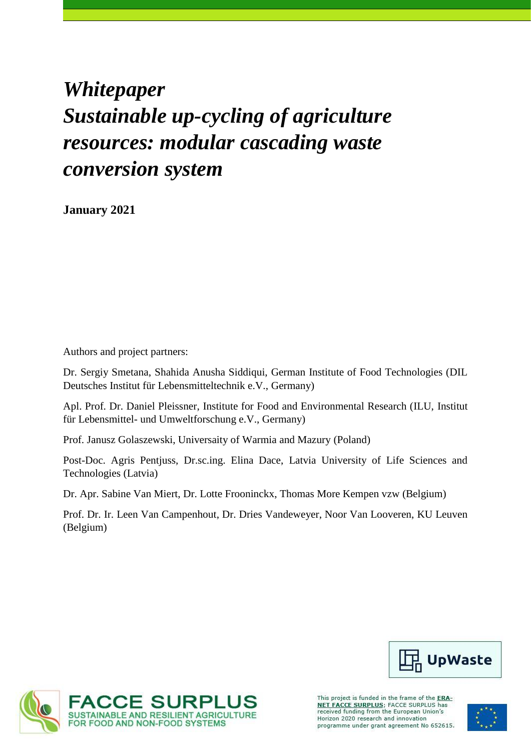# *Whitepaper*
# *Sustainable up-cycling of agriculture resources: modular cascading waste conversion system*

**January 2021**

Authors and project partners:

Dr. Sergiy Smetana, Shahida Anusha Siddiqui, German Institute of Food Technologies (DIL Deutsches Institut für Lebensmitteltechnik e.V., Germany)

Apl. Prof. Dr. Daniel Pleissner, Institute for Food and Environmental Research (ILU, Institut für Lebensmittel- und Umweltforschung e.V., Germany)

Prof. Janusz Golaszewski, Universaity of Warmia and Mazury (Poland)

Post-Doc. Agris Pentjuss, Dr.sc.ing. Elina Dace, Latvia University of Life Sciences and Technologies (Latvia)

Dr. Apr. Sabine Van Miert, Dr. Lotte Frooninckx, Thomas More Kempen vzw (Belgium)

Prof. Dr. Ir. Leen Van Campenhout, Dr. Dries Vandeweyer, Noor Van Looveren, KU Leuven (Belgium)

UpWaste

FACCE SURPLUS
SUSTAINABLE AND RESILIENT AGRICULTURE FOR FOOD AND NON-FOOD SYSTEMS

This project is funded in the frame of the ERA-NET FACCE SURPLUS; FACCE SURPLUS has received funding from the European Union's Horizon 2020 research and innovation programme under grant agreement No 652615.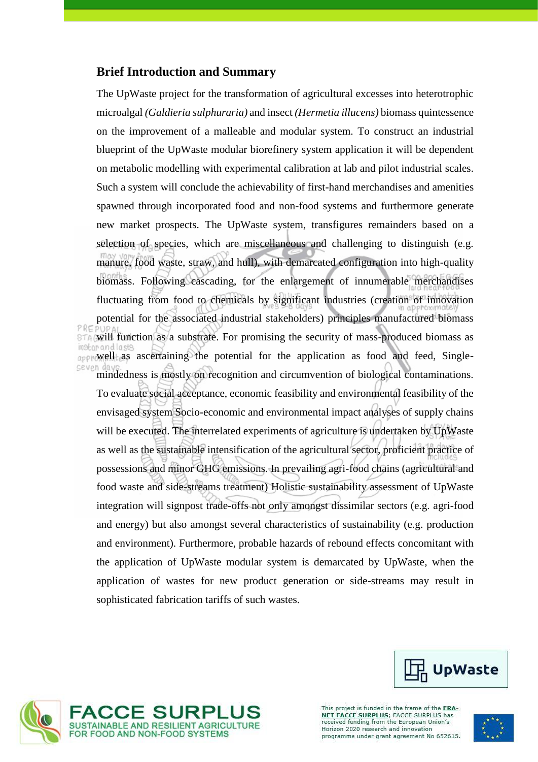## Brief Introduction and Summary

The UpWaste project for the transformation of agricultural excesses into heterotrophic microalgal *(Galdieria sulphuraria)* and insect *(Hermetia illucens)* biomass quintessence on the improvement of a malleable and modular system. To construct an industrial blueprint of the UpWaste modular biorefinery system application it will be dependent on metabolic modelling with experimental calibration at lab and pilot industrial scales. Such a system will conclude the achievability of first-hand merchandises and amenities spawned through incorporated food and non-food systems and furthermore generate new market prospects. The UpWaste system, transfigures remainders based on a selection of species, which are miscellaneous and challenging to distinguish (e.g. manure, food waste, straw, and hull), with demarcated configuration into high-quality biomass. Following cascading, for the enlargement of innumerable merchandises fluctuating from food to chemicals by significant industries (creation of innovation potential for the associated industrial stakeholders) principles manufactured biomass will function as a substrate. For promising the security of mass-produced biomass as well as ascertaining the potential for the application as food and feed, Single-mindedness is mostly on recognition and circumvention of biological contaminations. To evaluate social acceptance, economic feasibility and environmental feasibility of the envisaged system Socio-economic and environmental impact analyses of supply chains will be executed. The interrelated experiments of agriculture is undertaken by UpWaste as well as the sustainable intensification of the agricultural sector, proficient practice of possessions and minor GHG emissions. In prevailing agri-food chains (agricultural and food waste and side-streams treatment) Holistic sustainability assessment of UpWaste integration will signpost trade-offs not only amongst dissimilar sectors (e.g. agri-food and energy) but also amongst several characteristics of sustainability (e.g. production and environment). Furthermore, probable hazards of rebound effects concomitant with the application of UpWaste modular system is demarcated by UpWaste, when the application of wastes for new product generation or side-streams may result in sophisticated fabrication tariffs of such wastes.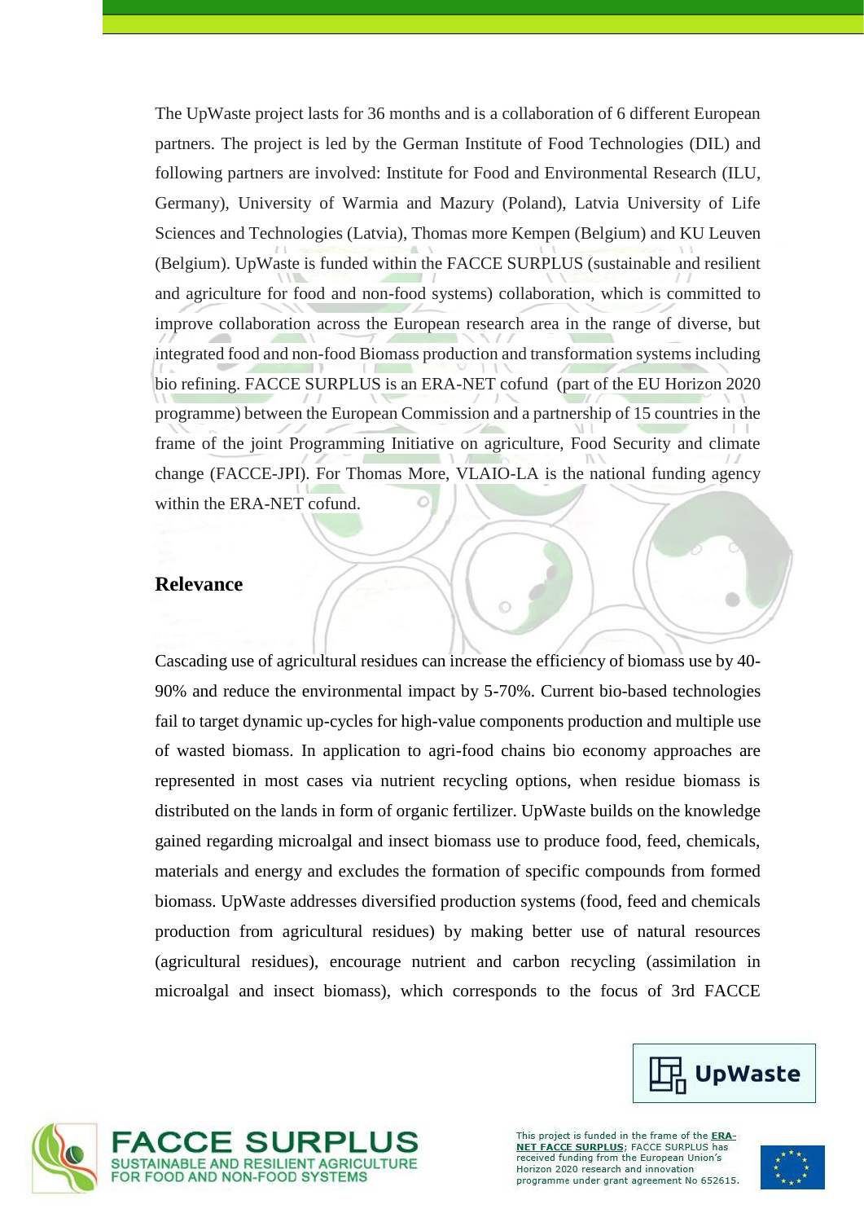The UpWaste project lasts for 36 months and is a collaboration of 6 different European partners. The project is led by the German Institute of Food Technologies (DIL) and following partners are involved: Institute for Food and Environmental Research (ILU, Germany), University of Warmia and Mazury (Poland), Latvia University of Life Sciences and Technologies (Latvia), Thomas more Kempen (Belgium) and KU Leuven (Belgium). UpWaste is funded within the FACCE SURPLUS (sustainable and resilient and agriculture for food and non-food systems) collaboration, which is committed to improve collaboration across the European research area in the range of diverse, but integrated food and non-food Biomass production and transformation systems including bio refining. FACCE SURPLUS is an ERA-NET cofund (part of the EU Horizon 2020 programme) between the European Commission and a partnership of 15 countries in the frame of the joint Programming Initiative on agriculture, Food Security and climate change (FACCE-JPI). For Thomas More, VLAIO-LA is the national funding agency within the ERA-NET cofund.

## Relevance

Cascading use of agricultural residues can increase the efficiency of biomass use by 40-90% and reduce the environmental impact by 5-70%. Current bio-based technologies fail to target dynamic up-cycles for high-value components production and multiple use of wasted biomass. In application to agri-food chains bio economy approaches are represented in most cases via nutrient recycling options, when residue biomass is distributed on the lands in form of organic fertilizer. UpWaste builds on the knowledge gained regarding microalgal and insect biomass use to produce food, feed, chemicals, materials and energy and excludes the formation of specific compounds from formed biomass. UpWaste addresses diversified production systems (food, feed and chemicals production from agricultural residues) by making better use of natural resources (agricultural residues), encourage nutrient and carbon recycling (assimilation in microalgal and insect biomass), which corresponds to the focus of 3rd FACCE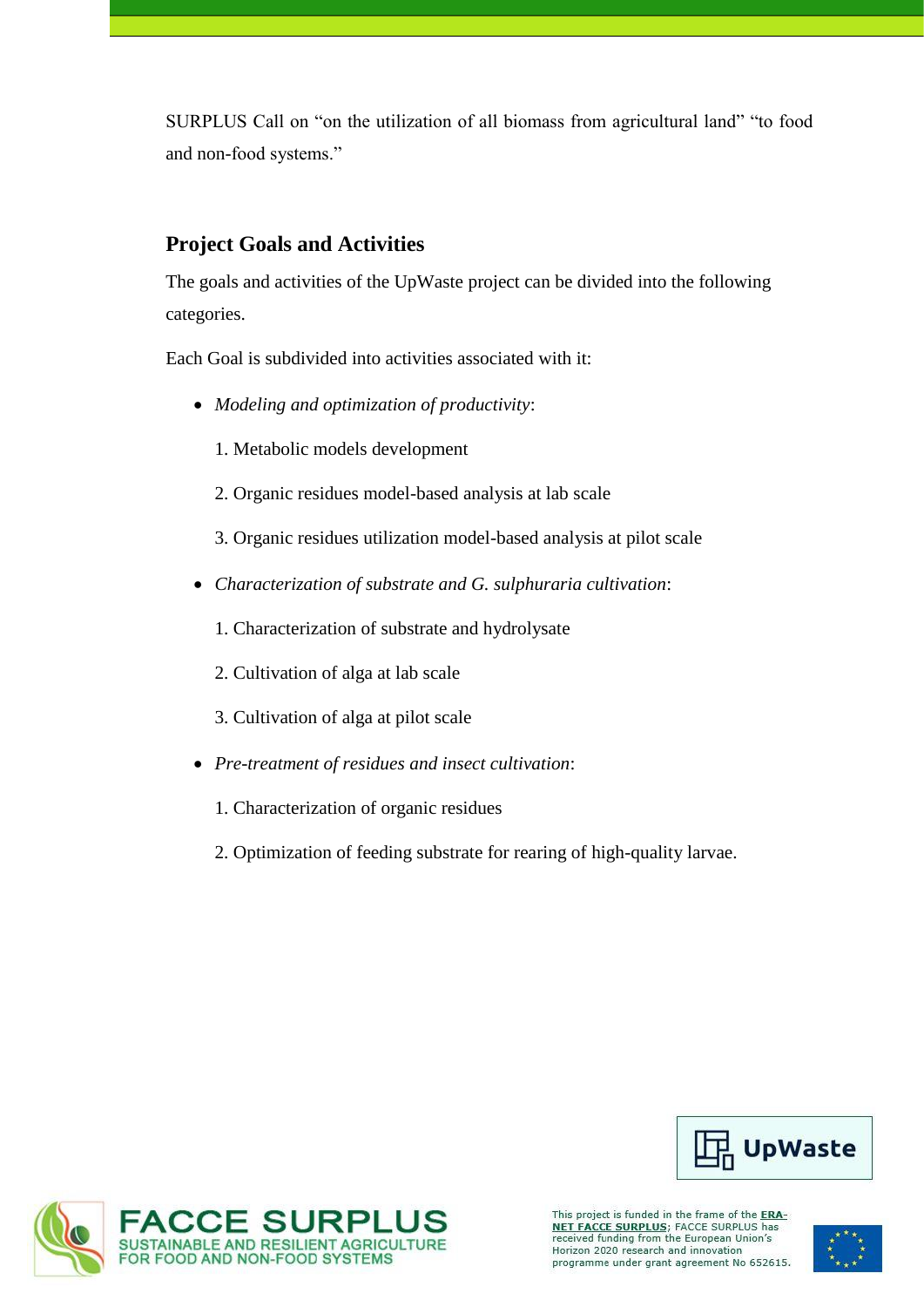SURPLUS Call on "on the utilization of all biomass from agricultural land" "to food and non-food systems."

## Project Goals and Activities

The goals and activities of the UpWaste project can be divided into the following categories.

Each Goal is subdivided into activities associated with it:

- *Modeling and optimization of productivity*:

  1. Metabolic models development
  2. Organic residues model-based analysis at lab scale
  3. Organic residues utilization model-based analysis at pilot scale

- *Characterization of substrate and G. sulphuraria cultivation*:

  1. Characterization of substrate and hydrolysate
  2. Cultivation of alga at lab scale
  3. Cultivation of alga at pilot scale

- *Pre-treatment of residues and insect cultivation*:

  1. Characterization of organic residues
  2. Optimization of feeding substrate for rearing of high-quality larvae.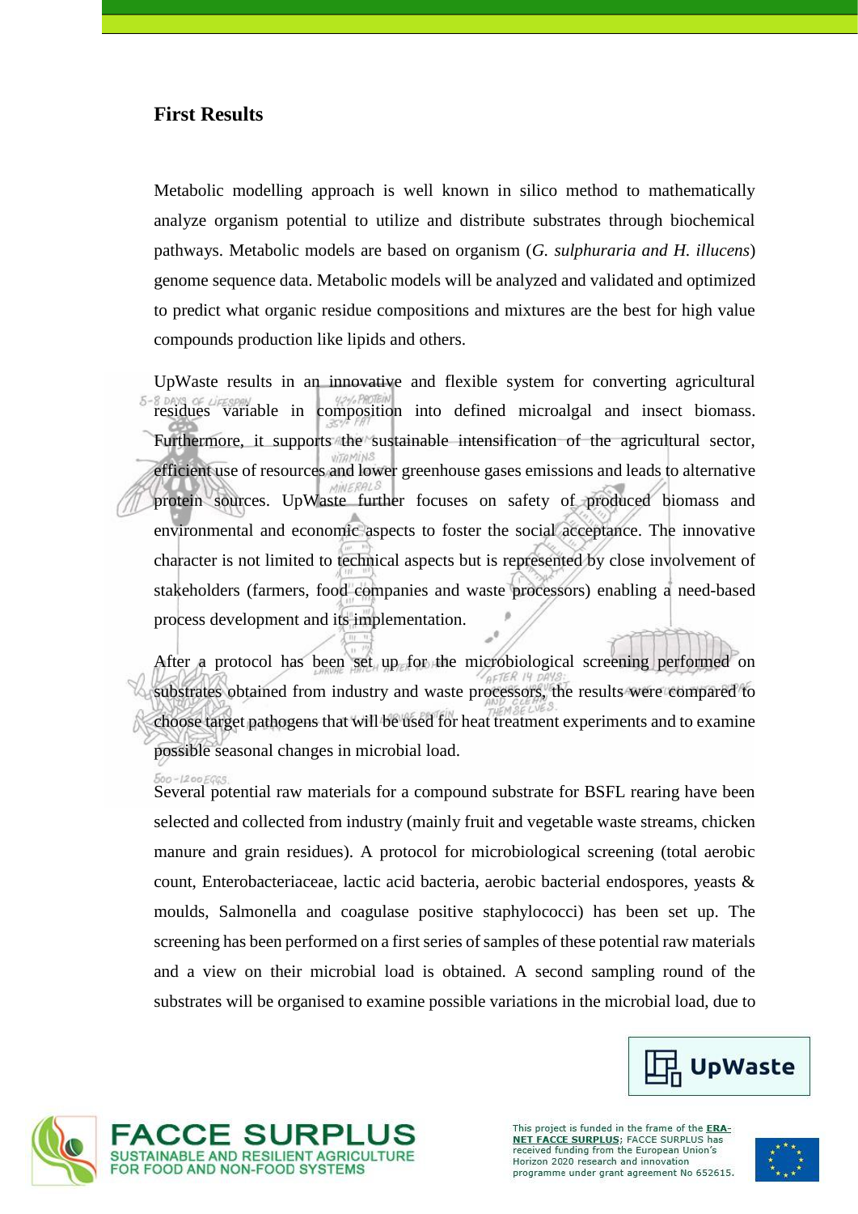## First Results

Metabolic modelling approach is well known in silico method to mathematically analyze organism potential to utilize and distribute substrates through biochemical pathways. Metabolic models are based on organism (*G. sulphuraria and H. illucens*) genome sequence data. Metabolic models will be analyzed and validated and optimized to predict what organic residue compositions and mixtures are the best for high value compounds production like lipids and others.

UpWaste results in an innovative and flexible system for converting agricultural residues variable in composition into defined microalgal and insect biomass. Furthermore, it supports the sustainable intensification of the agricultural sector, efficient use of resources and lower greenhouse gases emissions and leads to alternative protein sources. UpWaste further focuses on safety of produced biomass and environmental and economic aspects to foster the social acceptance. The innovative character is not limited to technical aspects but is represented by close involvement of stakeholders (farmers, food companies and waste processors) enabling a need-based process development and its implementation.

After a protocol has been set up for the microbiological screening performed on substrates obtained from industry and waste processors, the results were compared to choose target pathogens that will be used for heat treatment experiments and to examine possible seasonal changes in microbial load.

Several potential raw materials for a compound substrate for BSFL rearing have been selected and collected from industry (mainly fruit and vegetable waste streams, chicken manure and grain residues). A protocol for microbiological screening (total aerobic count, Enterobacteriaceae, lactic acid bacteria, aerobic bacterial endospores, yeasts & moulds, Salmonella and coagulase positive staphylococci) has been set up. The screening has been performed on a first series of samples of these potential raw materials and a view on their microbial load is obtained. A second sampling round of the substrates will be organised to examine possible variations in the microbial load, due to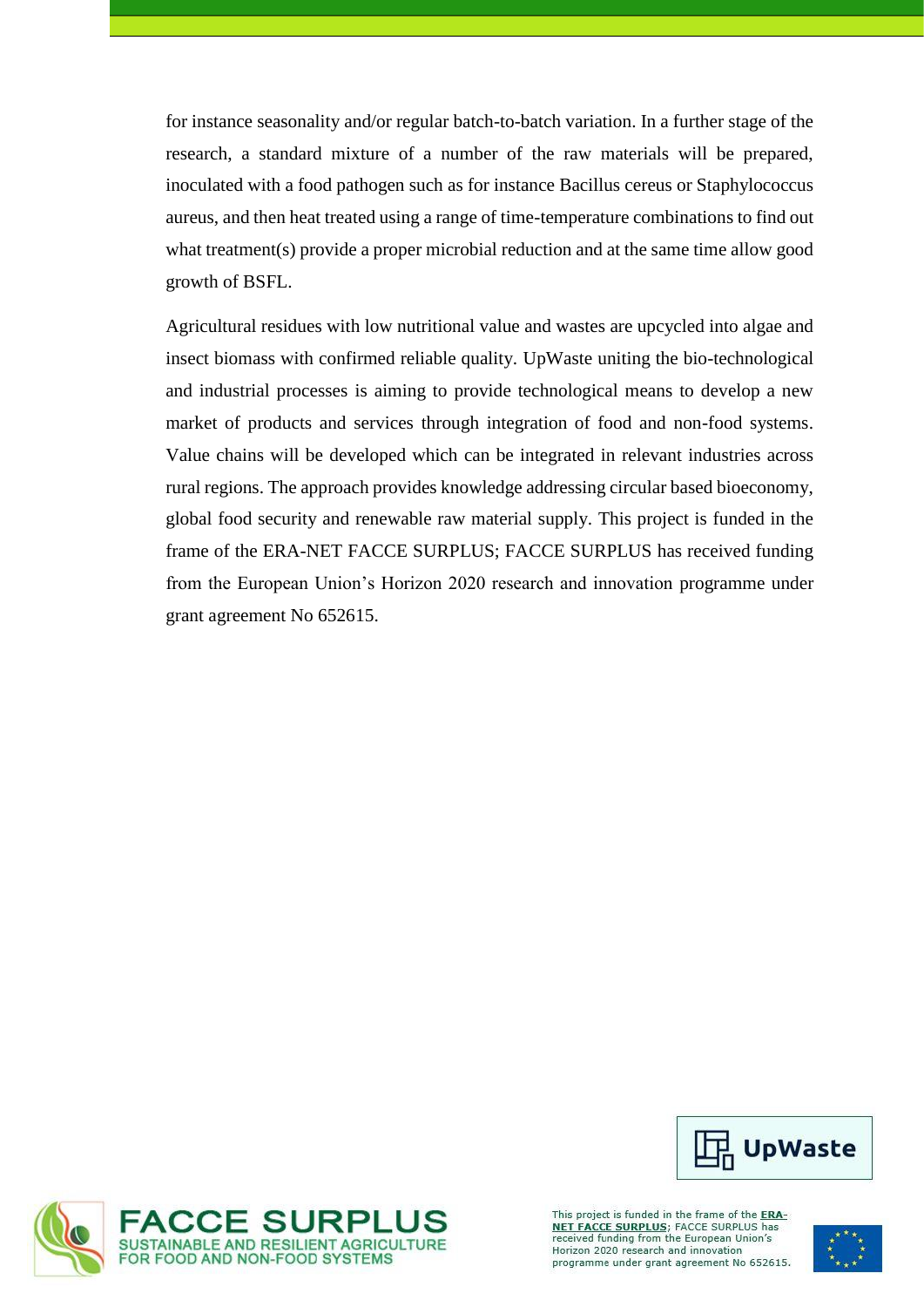for instance seasonality and/or regular batch-to-batch variation. In a further stage of the research, a standard mixture of a number of the raw materials will be prepared, inoculated with a food pathogen such as for instance Bacillus cereus or Staphylococcus aureus, and then heat treated using a range of time-temperature combinations to find out what treatment(s) provide a proper microbial reduction and at the same time allow good growth of BSFL.

Agricultural residues with low nutritional value and wastes are upcycled into algae and insect biomass with confirmed reliable quality. UpWaste uniting the bio-technological and industrial processes is aiming to provide technological means to develop a new market of products and services through integration of food and non-food systems. Value chains will be developed which can be integrated in relevant industries across rural regions. The approach provides knowledge addressing circular based bioeconomy, global food security and renewable raw material supply. This project is funded in the frame of the ERA-NET FACCE SURPLUS; FACCE SURPLUS has received funding from the European Union's Horizon 2020 research and innovation programme under grant agreement No 652615.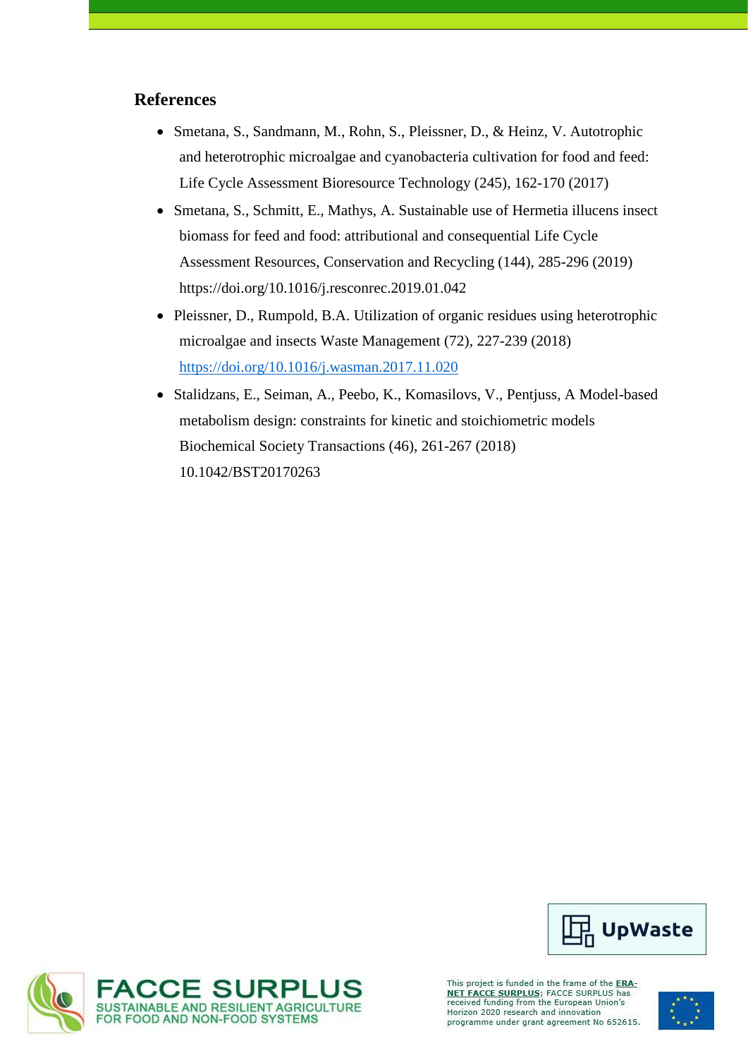## References

- Smetana, S., Sandmann, M., Rohn, S., Pleissner, D., & Heinz, V. Autotrophic and heterotrophic microalgae and cyanobacteria cultivation for food and feed: Life Cycle Assessment Bioresource Technology (245), 162-170 (2017)
- Smetana, S., Schmitt, E., Mathys, A. Sustainable use of Hermetia illucens insect biomass for feed and food: attributional and consequential Life Cycle Assessment Resources, Conservation and Recycling (144), 285-296 (2019) https://doi.org/10.1016/j.resconrec.2019.01.042
- Pleissner, D., Rumpold, B.A. Utilization of organic residues using heterotrophic microalgae and insects Waste Management (72), 227-239 (2018) https://doi.org/10.1016/j.wasman.2017.11.020
- Stalidzans, E., Seiman, A., Peebo, K., Komasilovs, V., Pentjuss, A Model-based metabolism design: constraints for kinetic and stoichiometric models Biochemical Society Transactions (46), 261-267 (2018) 10.1042/BST20170263

This project is funded in the frame of the ERA-NET FACCE SURPLUS; FACCE SURPLUS has received funding from the European Union's Horizon 2020 research and innovation programme under grant agreement No 652615.